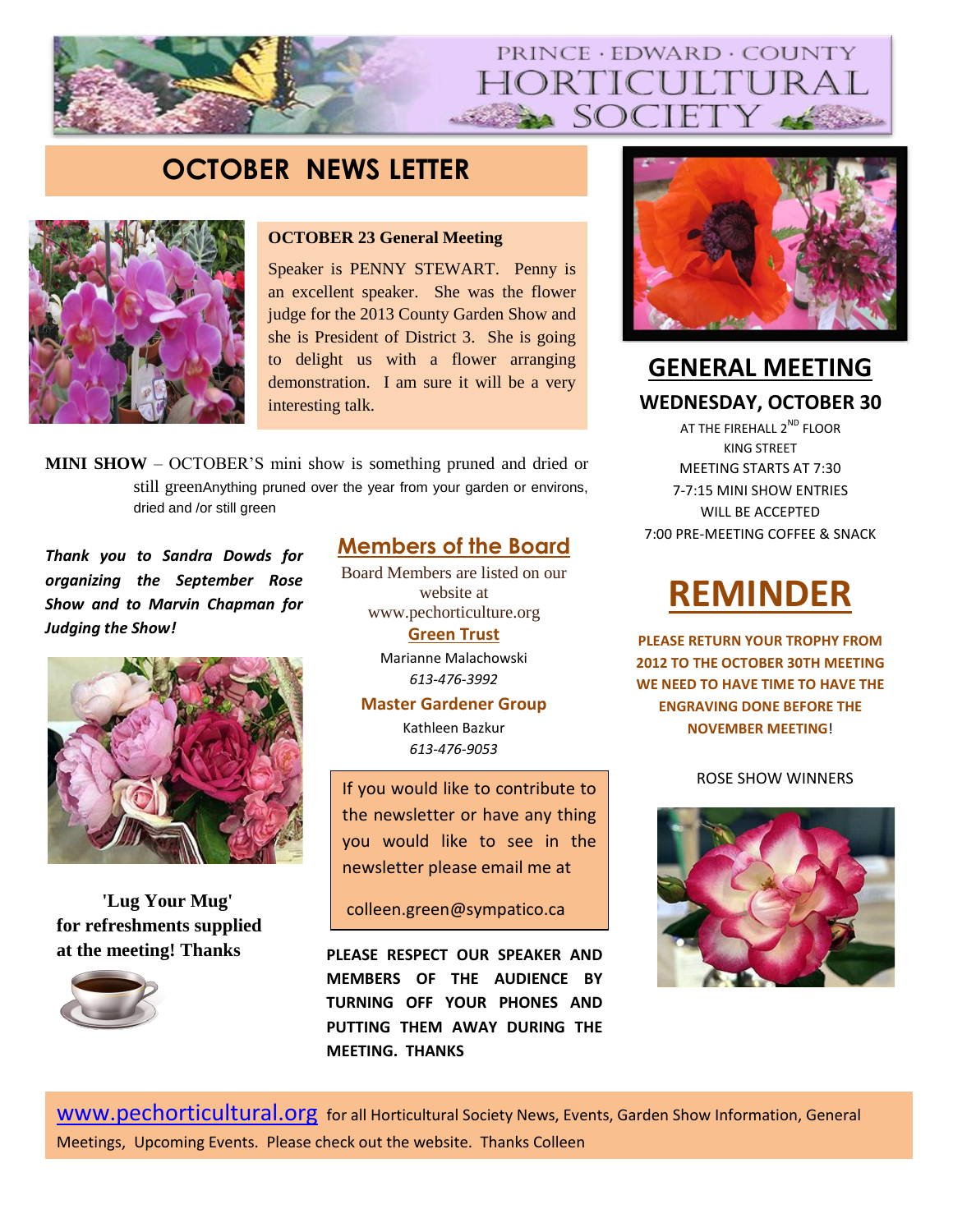PRINCE · EDWARD · COUNTY
HORTICULTURAL SOCIETY

# OCTOBER NEWS LETTER

**OCTOBER 23 General Meeting**

Speaker is PENNY STEWART. Penny is an excellent speaker. She was the flower judge for the 2013 County Garden Show and she is President of District 3. She is going to delight us with a flower arranging demonstration. I am sure it will be a very interesting talk.

**MINI SHOW** – OCTOBER'S mini show is something pruned and dried or still greenAnything pruned over the year from your garden or environs, dried and /or still green

***Thank you to Sandra Dowds for organizing the September Rose Show and to Marvin Chapman for Judging the Show!***

**'Lug Your Mug' for refreshments supplied at the meeting! Thanks**

## Members of the Board

Board Members are listed on our website at www.pechorticulture.org

**Green Trust**

Marianne Malachowski
*613-476-3992*

**Master Gardener Group**

Kathleen Bazkur
*613-476-9053*

If you would like to contribute to the newsletter or have any thing you would like to see in the newsletter please email me at

colleen.green@sympatico.ca

**PLEASE RESPECT OUR SPEAKER AND MEMBERS OF THE AUDIENCE BY TURNING OFF YOUR PHONES AND PUTTING THEM AWAY DURING THE MEETING. THANKS**

## GENERAL MEETING

### WEDNESDAY, OCTOBER 30

AT THE FIREHALL 2ND FLOOR
KING STREET
MEETING STARTS AT 7:30
7-7:15 MINI SHOW ENTRIES WILL BE ACCEPTED
7:00 PRE-MEETING COFFEE & SNACK

## REMINDER

**PLEASE RETURN YOUR TROPHY FROM 2012 TO THE OCTOBER 30TH MEETING WE NEED TO HAVE TIME TO HAVE THE ENGRAVING DONE BEFORE THE NOVEMBER MEETING!**

ROSE SHOW WINNERS

www.pechorticultural.org for all Horticultural Society News, Events, Garden Show Information, General Meetings, Upcoming Events. Please check out the website. Thanks Colleen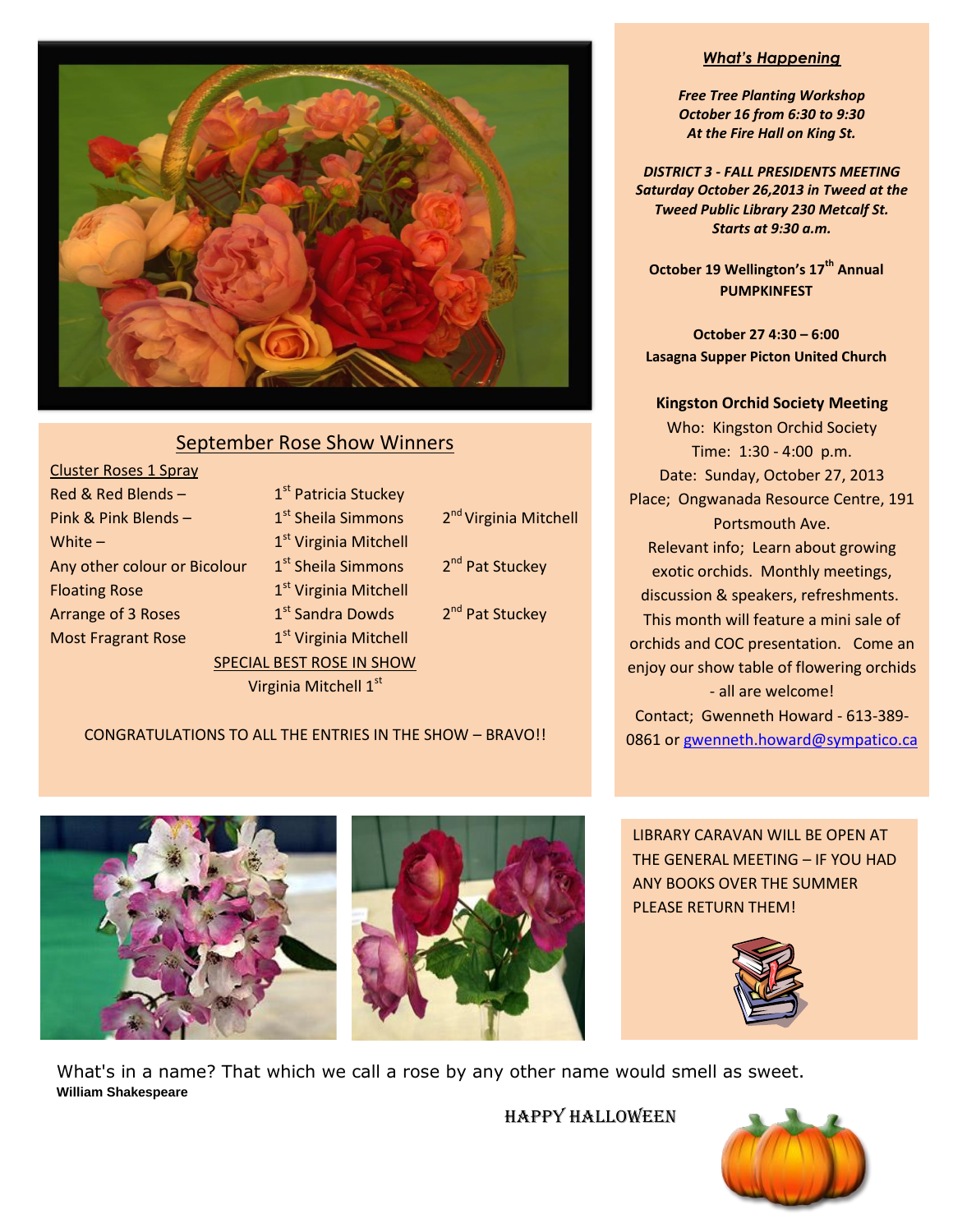## September Rose Show Winners

Cluster Roses 1 Spray

| | | |
|---|---|---|
| Red & Red Blends – | 1st Patricia Stuckey | |
| Pink & Pink Blends – | 1st Sheila Simmons | 2nd Virginia Mitchell |
| White – | 1st Virginia Mitchell | |
| Any other colour or Bicolour | 1st Sheila Simmons | 2nd Pat Stuckey |
| Floating Rose | 1st Virginia Mitchell | |
| Arrange of 3 Roses | 1st Sandra Dowds | 2nd Pat Stuckey |
| Most Fragrant Rose | 1st Virginia Mitchell | |

SPECIAL BEST ROSE IN SHOW

Virginia Mitchell 1st

CONGRATULATIONS TO ALL THE ENTRIES IN THE SHOW – BRAVO!!

### *What's Happening*

***Free Tree Planting Workshop***
***October 16 from 6:30 to 9:30***
***At the Fire Hall on King St.***

***DISTRICT 3 - FALL PRESIDENTS MEETING***
***Saturday October 26,2013 in Tweed at the Tweed Public Library 230 Metcalf St.***
***Starts at 9:30 a.m.***

**October 19 Wellington's 17th Annual PUMPKINFEST**

**October 27 4:30 – 6:00**
**Lasagna Supper Picton United Church**

**Kingston Orchid Society Meeting**

Who: Kingston Orchid Society
Time: 1:30 - 4:00 p.m.
Date: Sunday, October 27, 2013
Place; Ongwanada Resource Centre, 191 Portsmouth Ave.
Relevant info; Learn about growing exotic orchids. Monthly meetings, discussion & speakers, refreshments. This month will feature a mini sale of orchids and COC presentation. Come an enjoy our show table of flowering orchids - all are welcome!
Contact; Gwenneth Howard - 613-389-0861 or gwenneth.howard@sympatico.ca

LIBRARY CARAVAN WILL BE OPEN AT THE GENERAL MEETING – IF YOU HAD ANY BOOKS OVER THE SUMMER PLEASE RETURN THEM!

What's in a name? That which we call a rose by any other name would smell as sweet.
**William Shakespeare**

HAPPY HALLOWEEN